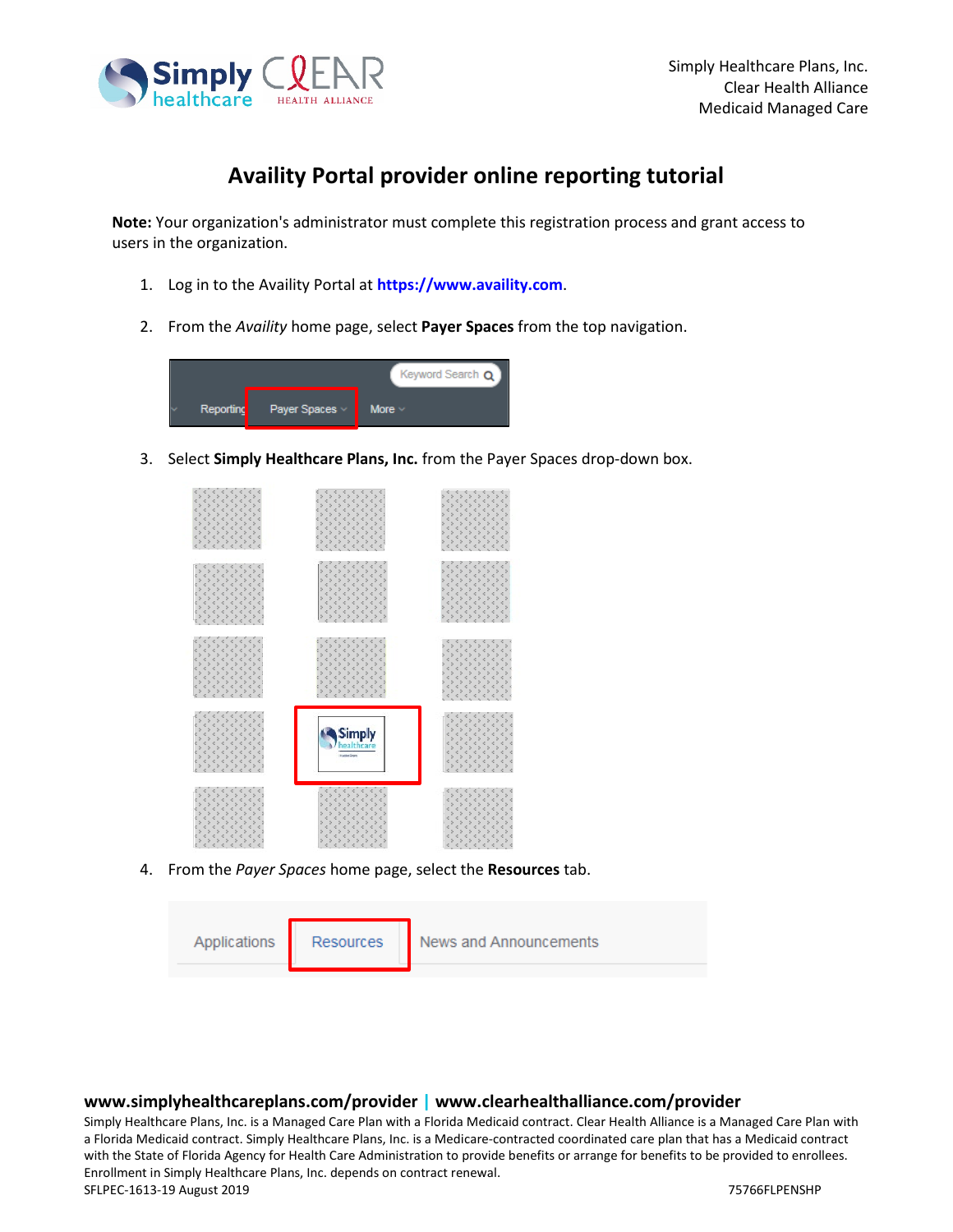# Availity Portal provider online reporting tutorial

**Note:** Your organization's administrator must complete this registration process and grant access to users in the organization.

1. Log in to the Availity Portal at **https://www.availity.com**.

2. From the *Availity* home page, select **Payer Spaces** from the top navigation.

3. Select **Simply Healthcare Plans, Inc.** from the Payer Spaces drop-down box.

4. From the *Payer Spaces* home page, select the **Resources** tab.

**www.simplyhealthcareplans.com/provider | www.clearhealthalliance.com/provider**

Simply Healthcare Plans, Inc. is a Managed Care Plan with a Florida Medicaid contract. Clear Health Alliance is a Managed Care Plan with a Florida Medicaid contract. Simply Healthcare Plans, Inc. is a Medicare-contracted coordinated care plan that has a Medicaid contract with the State of Florida Agency for Health Care Administration to provide benefits or arrange for benefits to be provided to enrollees. Enrollment in Simply Healthcare Plans, Inc. depends on contract renewal.

SFLPEC-1613-19 August 2019 75766FLPENSHP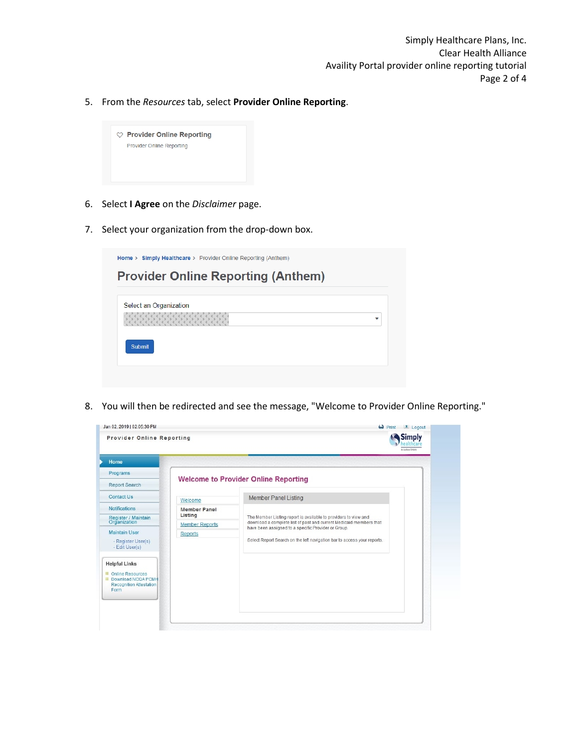5. From the *Resources* tab, select **Provider Online Reporting**.

6. Select **I Agree** on the *Disclaimer* page.

7. Select your organization from the drop-down box.

8. You will then be redirected and see the message, "Welcome to Provider Online Reporting."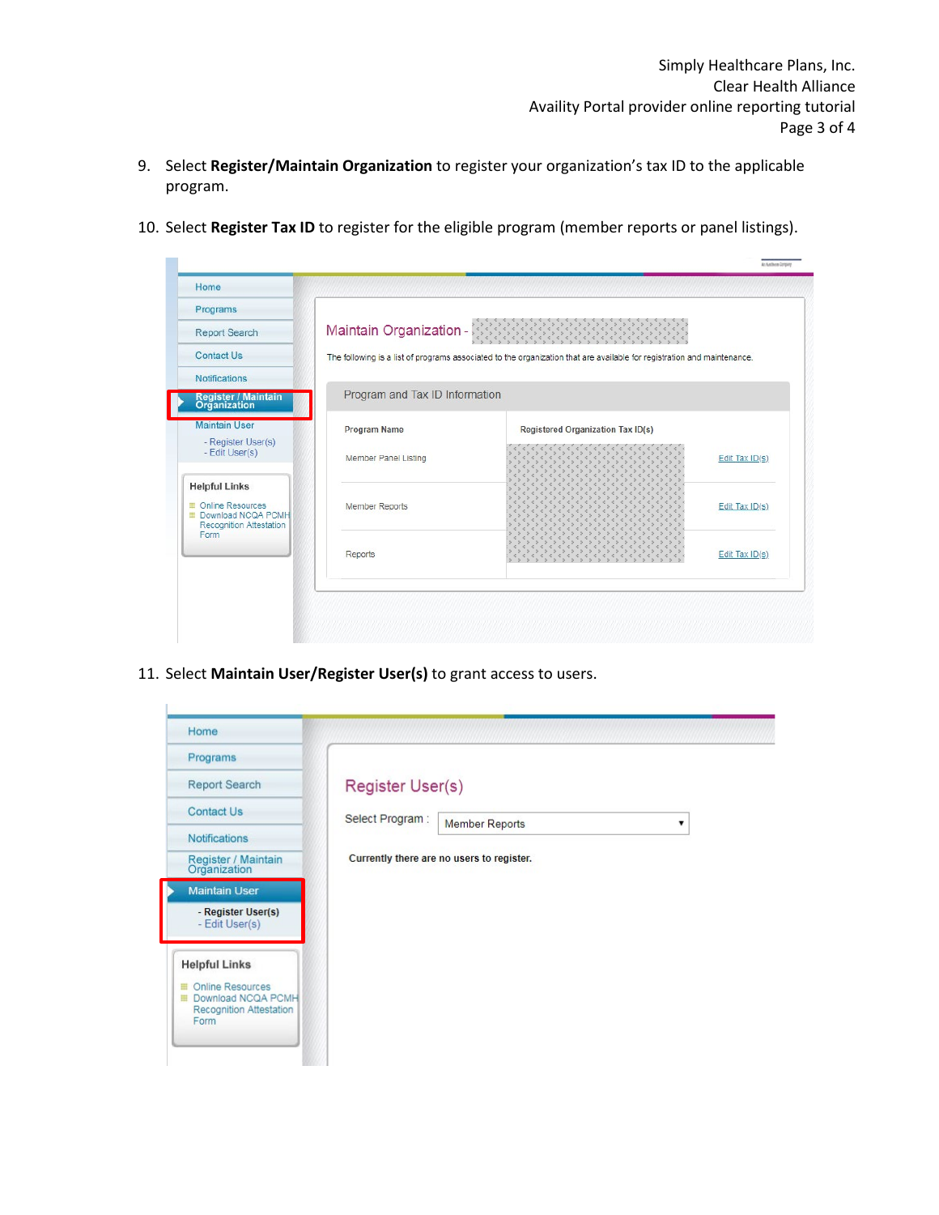9. Select **Register/Maintain Organization** to register your organization's tax ID to the applicable program.

10. Select **Register Tax ID** to register for the eligible program (member reports or panel listings).

11. Select **Maintain User/Register User(s)** to grant access to users.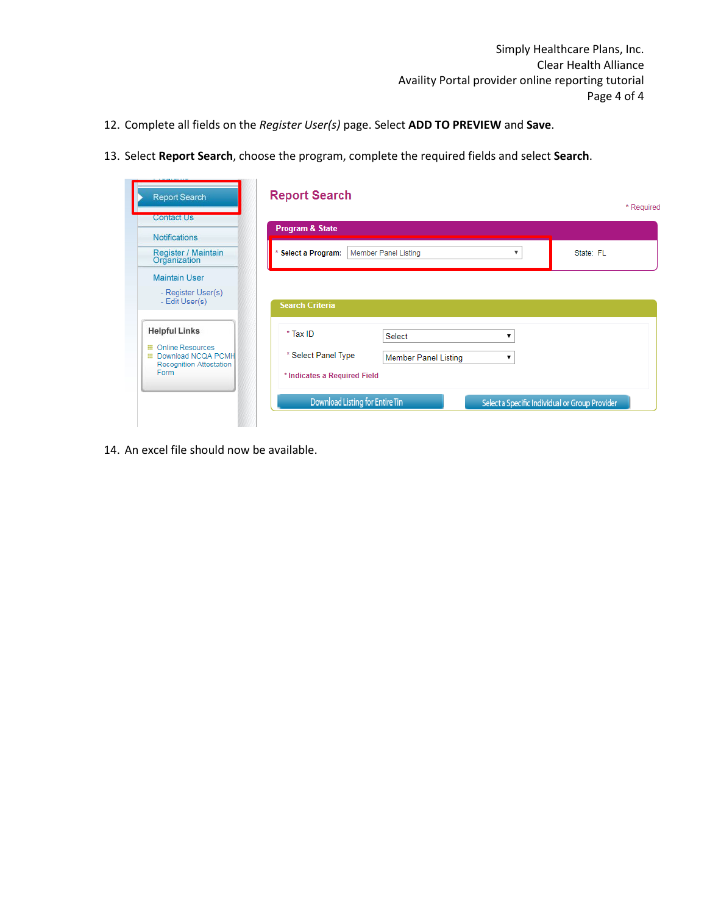12. Complete all fields on the *Register User(s)* page. Select **ADD TO PREVIEW** and **Save**.

13. Select **Report Search**, choose the program, complete the required fields and select **Search**.

14. An excel file should now be available.